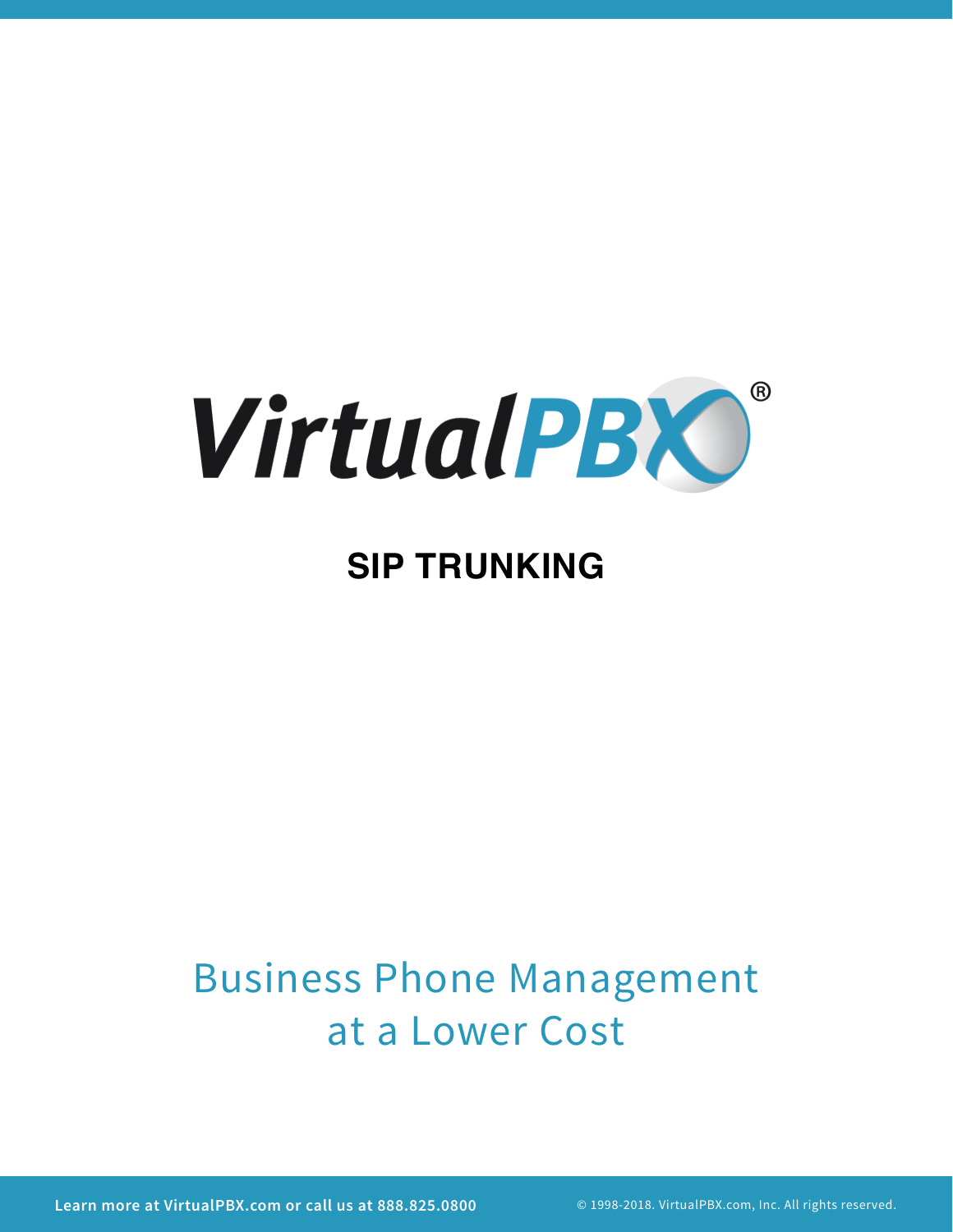VirtualPBX®

# SIP TRUNKING

## Business Phone Management at a Lower Cost

**Learn more at VirtualPBX.com or call us at 888.825.0800**

© 1998-2018. VirtualPBX.com, Inc. All rights reserved.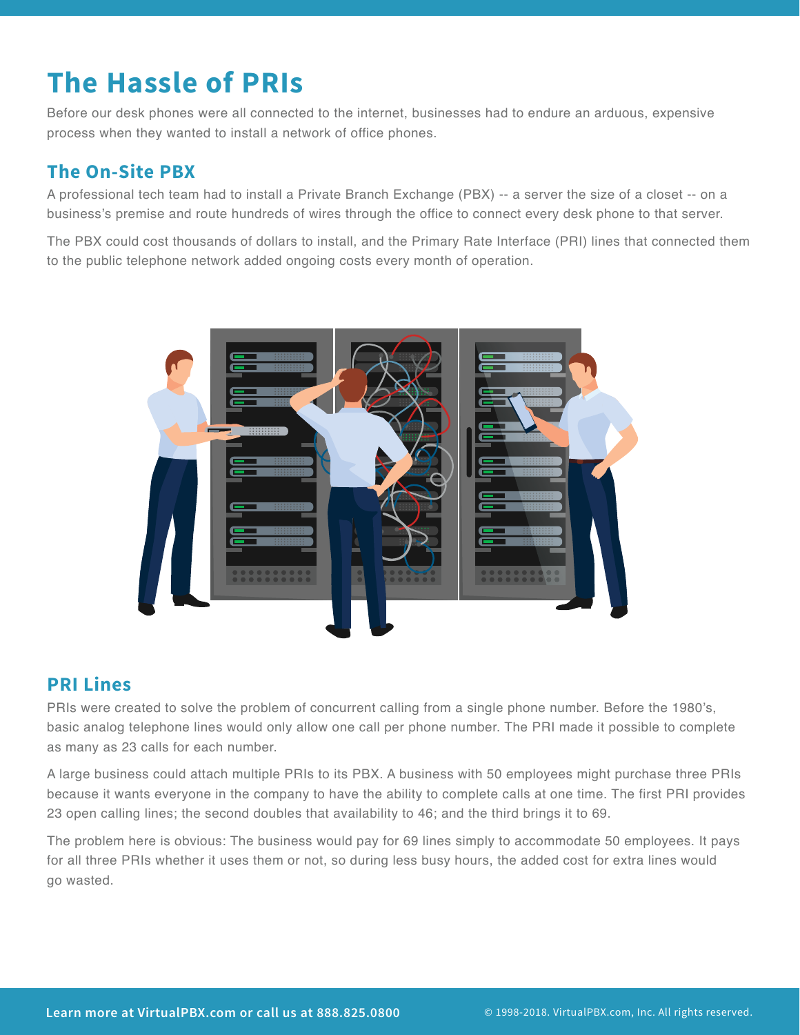# The Hassle of PRIs

Before our desk phones were all connected to the internet, businesses had to endure an arduous, expensive process when they wanted to install a network of office phones.

## The On-Site PBX

A professional tech team had to install a Private Branch Exchange (PBX) -- a server the size of a closet -- on a business's premise and route hundreds of wires through the office to connect every desk phone to that server.

The PBX could cost thousands of dollars to install, and the Primary Rate Interface (PRI) lines that connected them to the public telephone network added ongoing costs every month of operation.

## PRI Lines

PRIs were created to solve the problem of concurrent calling from a single phone number. Before the 1980's, basic analog telephone lines would only allow one call per phone number. The PRI made it possible to complete as many as 23 calls for each number.

A large business could attach multiple PRIs to its PBX. A business with 50 employees might purchase three PRIs because it wants everyone in the company to have the ability to complete calls at one time. The first PRI provides 23 open calling lines; the second doubles that availability to 46; and the third brings it to 69.

The problem here is obvious: The business would pay for 69 lines simply to accommodate 50 employees. It pays for all three PRIs whether it uses them or not, so during less busy hours, the added cost for extra lines would go wasted.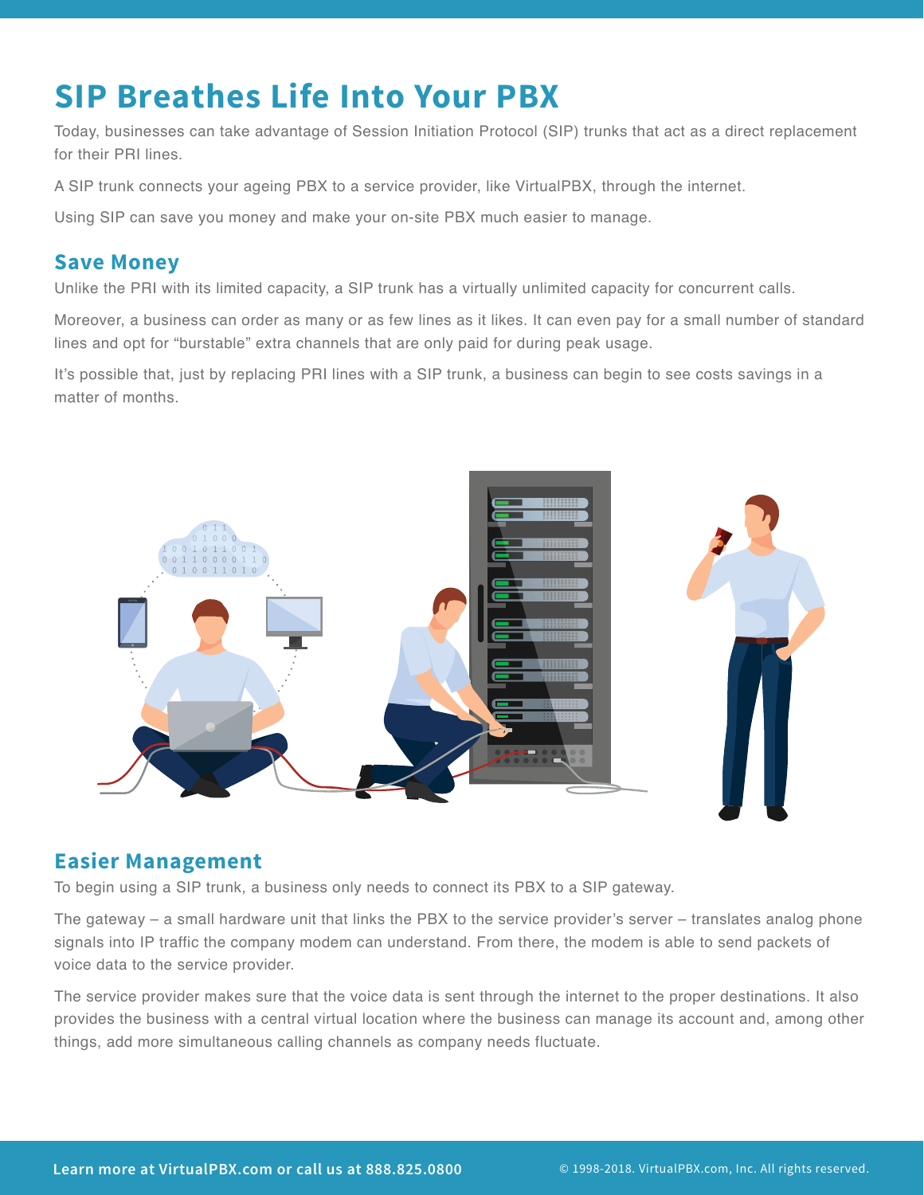# SIP Breathes Life Into Your PBX

Today, businesses can take advantage of Session Initiation Protocol (SIP) trunks that act as a direct replacement for their PRI lines.

A SIP trunk connects your ageing PBX to a service provider, like VirtualPBX, through the internet.

Using SIP can save you money and make your on-site PBX much easier to manage.

## Save Money

Unlike the PRI with its limited capacity, a SIP trunk has a virtually unlimited capacity for concurrent calls.

Moreover, a business can order as many or as few lines as it likes. It can even pay for a small number of standard lines and opt for "burstable" extra channels that are only paid for during peak usage.

It's possible that, just by replacing PRI lines with a SIP trunk, a business can begin to see costs savings in a matter of months.

## Easier Management

To begin using a SIP trunk, a business only needs to connect its PBX to a SIP gateway.

The gateway – a small hardware unit that links the PBX to the service provider's server – translates analog phone signals into IP traffic the company modem can understand. From there, the modem is able to send packets of voice data to the service provider.

The service provider makes sure that the voice data is sent through the internet to the proper destinations. It also provides the business with a central virtual location where the business can manage its account and, among other things, add more simultaneous calling channels as company needs fluctuate.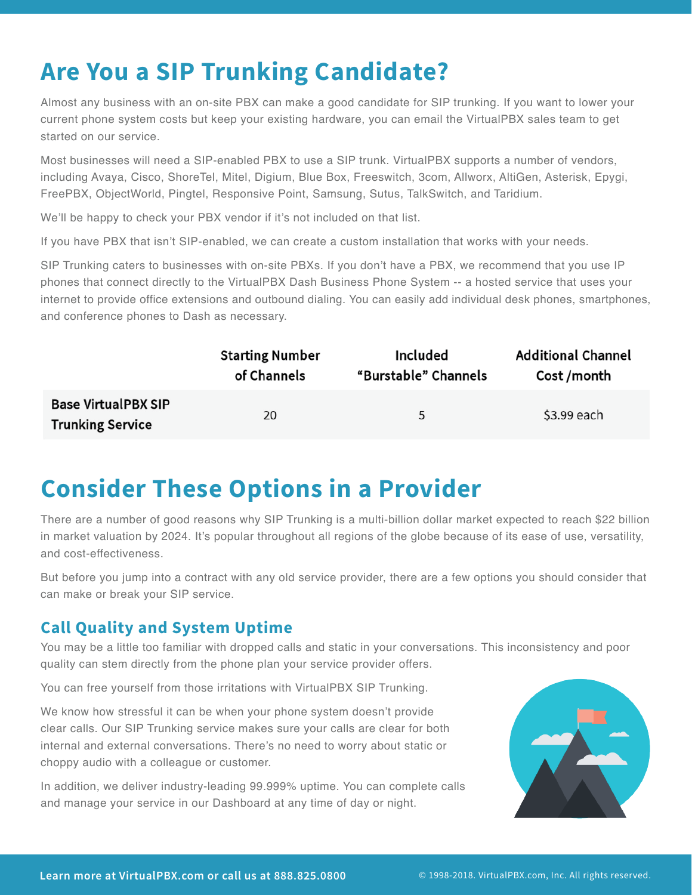# Are You a SIP Trunking Candidate?

Almost any business with an on-site PBX can make a good candidate for SIP trunking. If you want to lower your current phone system costs but keep your existing hardware, you can email the VirtualPBX sales team to get started on our service.

Most businesses will need a SIP-enabled PBX to use a SIP trunk. VirtualPBX supports a number of vendors, including Avaya, Cisco, ShoreTel, Mitel, Digium, Blue Box, Freeswitch, 3com, Allworx, AltiGen, Asterisk, Epygi, FreePBX, ObjectWorld, Pingtel, Responsive Point, Samsung, Sutus, TalkSwitch, and Taridium.

We'll be happy to check your PBX vendor if it's not included on that list.

If you have PBX that isn't SIP-enabled, we can create a custom installation that works with your needs.

SIP Trunking caters to businesses with on-site PBXs. If you don't have a PBX, we recommend that you use IP phones that connect directly to the VirtualPBX Dash Business Phone System -- a hosted service that uses your internet to provide office extensions and outbound dialing. You can easily add individual desk phones, smartphones, and conference phones to Dash as necessary.

| | Starting Number of Channels | Included "Burstable" Channels | Additional Channel Cost /month |
|---|---|---|---|
| **Base VirtualPBX SIP Trunking Service** | 20 | 5 | $3.99 each |

# Consider These Options in a Provider

There are a number of good reasons why SIP Trunking is a multi-billion dollar market expected to reach $22 billion in market valuation by 2024. It's popular throughout all regions of the globe because of its ease of use, versatility, and cost-effectiveness.

But before you jump into a contract with any old service provider, there are a few options you should consider that can make or break your SIP service.

## Call Quality and System Uptime

You may be a little too familiar with dropped calls and static in your conversations. This inconsistency and poor quality can stem directly from the phone plan your service provider offers.

You can free yourself from those irritations with VirtualPBX SIP Trunking.

We know how stressful it can be when your phone system doesn't provide clear calls. Our SIP Trunking service makes sure your calls are clear for both internal and external conversations. There's no need to worry about static or choppy audio with a colleague or customer.

In addition, we deliver industry-leading 99.999% uptime. You can complete calls and manage your service in our Dashboard at any time of day or night.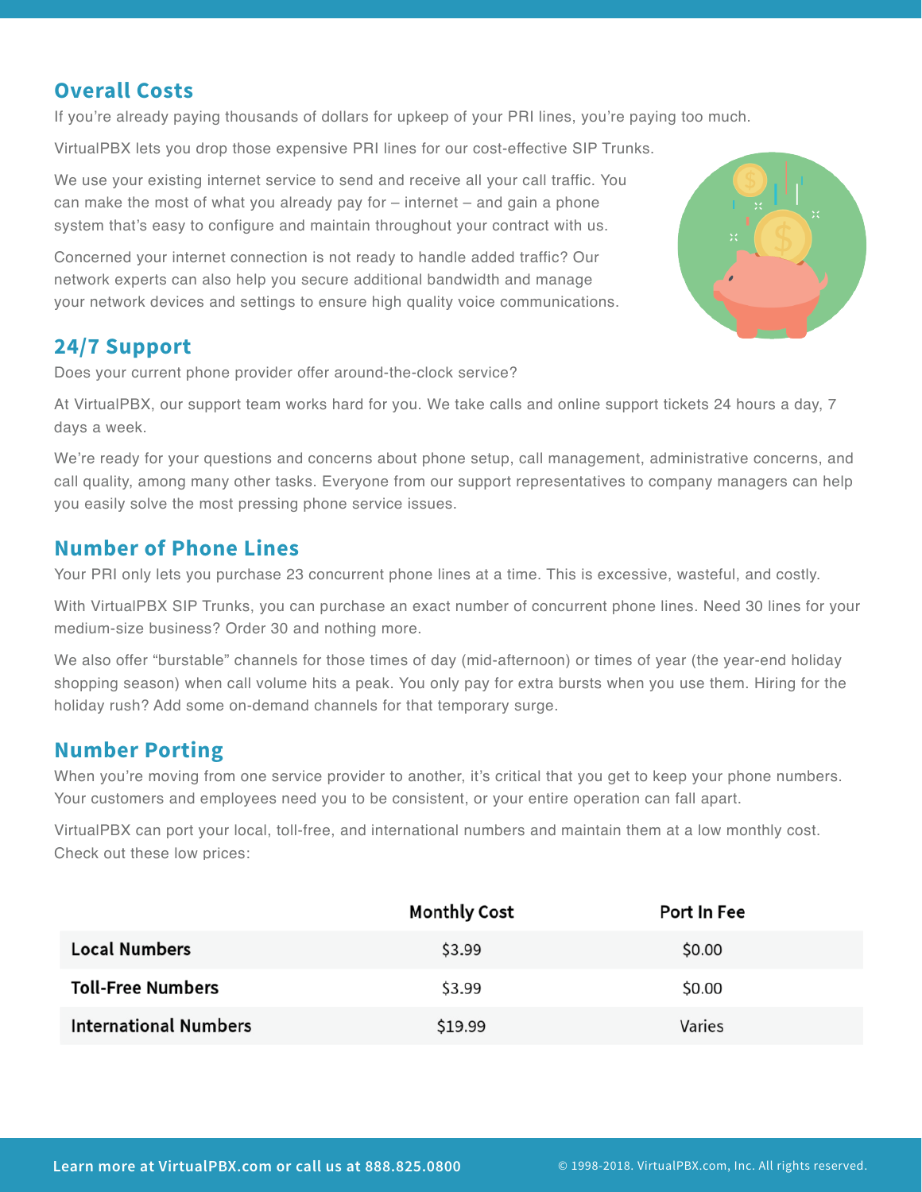## Overall Costs

If you're already paying thousands of dollars for upkeep of your PRI lines, you're paying too much.

VirtualPBX lets you drop those expensive PRI lines for our cost-effective SIP Trunks.

We use your existing internet service to send and receive all your call traffic. You can make the most of what you already pay for – internet – and gain a phone system that's easy to configure and maintain throughout your contract with us.

Concerned your internet connection is not ready to handle added traffic? Our network experts can also help you secure additional bandwidth and manage your network devices and settings to ensure high quality voice communications.

## 24/7 Support

Does your current phone provider offer around-the-clock service?

At VirtualPBX, our support team works hard for you. We take calls and online support tickets 24 hours a day, 7 days a week.

We're ready for your questions and concerns about phone setup, call management, administrative concerns, and call quality, among many other tasks. Everyone from our support representatives to company managers can help you easily solve the most pressing phone service issues.

## Number of Phone Lines

Your PRI only lets you purchase 23 concurrent phone lines at a time. This is excessive, wasteful, and costly.

With VirtualPBX SIP Trunks, you can purchase an exact number of concurrent phone lines. Need 30 lines for your medium-size business? Order 30 and nothing more.

We also offer "burstable" channels for those times of day (mid-afternoon) or times of year (the year-end holiday shopping season) when call volume hits a peak. You only pay for extra bursts when you use them. Hiring for the holiday rush? Add some on-demand channels for that temporary surge.

## Number Porting

When you're moving from one service provider to another, it's critical that you get to keep your phone numbers. Your customers and employees need you to be consistent, or your entire operation can fall apart.

VirtualPBX can port your local, toll-free, and international numbers and maintain them at a low monthly cost. Check out these low prices:

| | Monthly Cost | Port In Fee |
|---|---|---|
| **Local Numbers** | $3.99 | $0.00 |
| **Toll-Free Numbers** | $3.99 | $0.00 |
| **International Numbers** | $19.99 | Varies |

**Learn more at VirtualPBX.com or call us at 888.825.0800**

© 1998-2018. VirtualPBX.com, Inc. All rights reserved.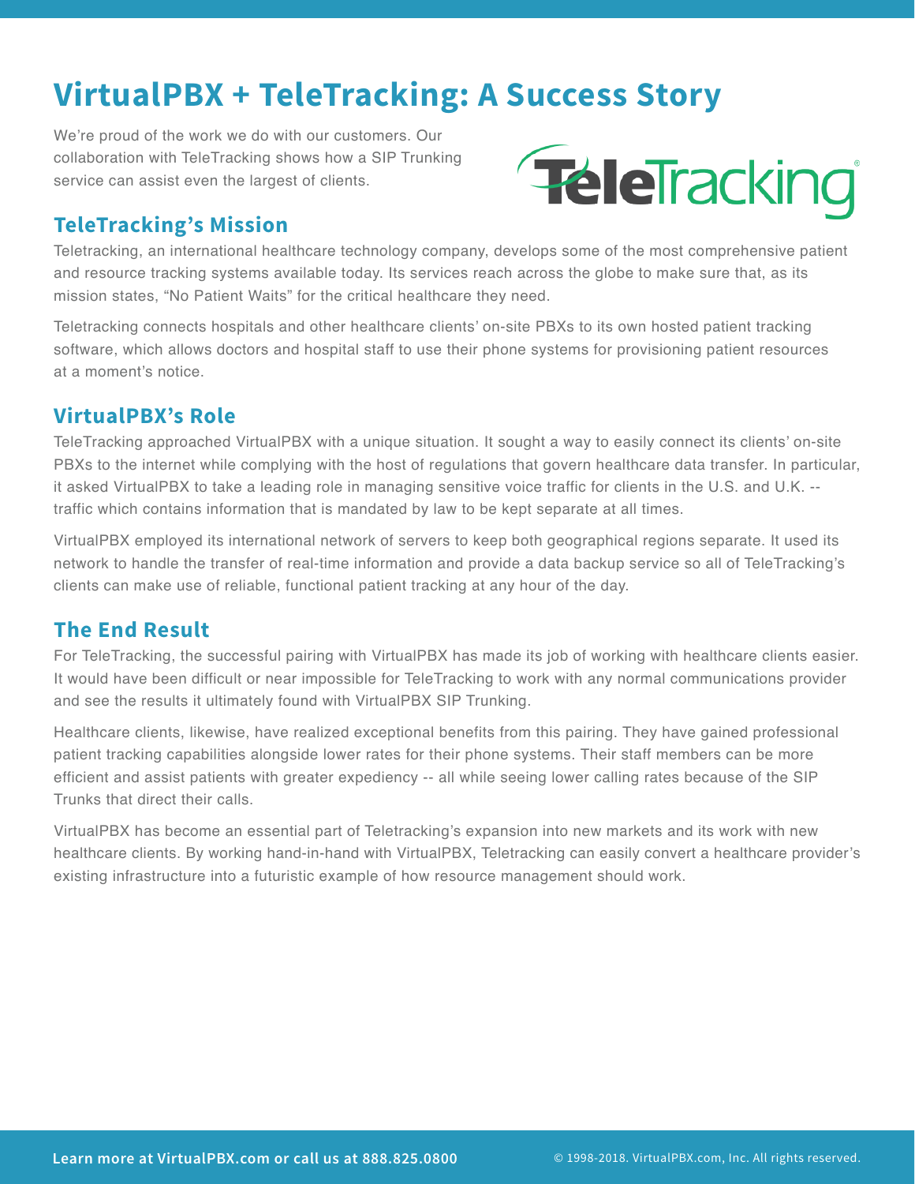# VirtualPBX + TeleTracking: A Success Story

We're proud of the work we do with our customers. Our collaboration with TeleTracking shows how a SIP Trunking service can assist even the largest of clients.

## TeleTracking's Mission

Teletracking, an international healthcare technology company, develops some of the most comprehensive patient and resource tracking systems available today. Its services reach across the globe to make sure that, as its mission states, "No Patient Waits" for the critical healthcare they need.

Teletracking connects hospitals and other healthcare clients' on-site PBXs to its own hosted patient tracking software, which allows doctors and hospital staff to use their phone systems for provisioning patient resources at a moment's notice.

## VirtualPBX's Role

TeleTracking approached VirtualPBX with a unique situation. It sought a way to easily connect its clients' on-site PBXs to the internet while complying with the host of regulations that govern healthcare data transfer. In particular, it asked VirtualPBX to take a leading role in managing sensitive voice traffic for clients in the U.S. and U.K. -- traffic which contains information that is mandated by law to be kept separate at all times.

VirtualPBX employed its international network of servers to keep both geographical regions separate. It used its network to handle the transfer of real-time information and provide a data backup service so all of TeleTracking's clients can make use of reliable, functional patient tracking at any hour of the day.

## The End Result

For TeleTracking, the successful pairing with VirtualPBX has made its job of working with healthcare clients easier. It would have been difficult or near impossible for TeleTracking to work with any normal communications provider and see the results it ultimately found with VirtualPBX SIP Trunking.

Healthcare clients, likewise, have realized exceptional benefits from this pairing. They have gained professional patient tracking capabilities alongside lower rates for their phone systems. Their staff members can be more efficient and assist patients with greater expediency -- all while seeing lower calling rates because of the SIP Trunks that direct their calls.

VirtualPBX has become an essential part of Teletracking's expansion into new markets and its work with new healthcare clients. By working hand-in-hand with VirtualPBX, Teletracking can easily convert a healthcare provider's existing infrastructure into a futuristic example of how resource management should work.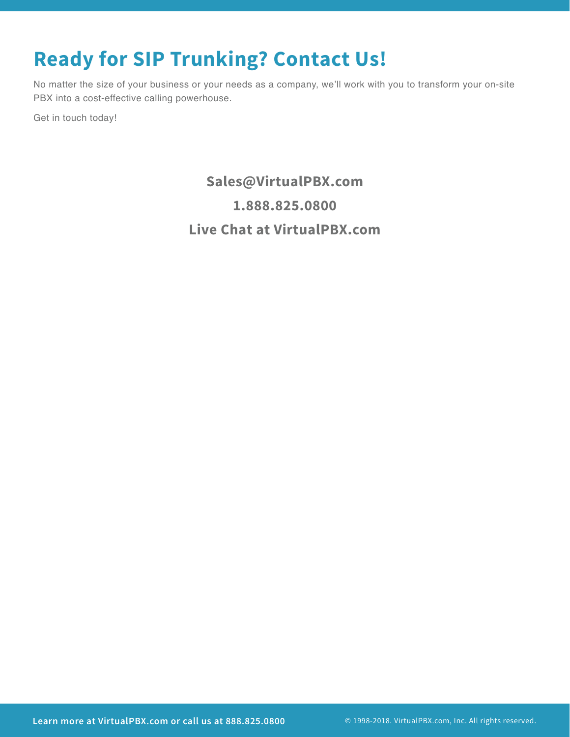# Ready for SIP Trunking? Contact Us!

No matter the size of your business or your needs as a company, we'll work with you to transform your on-site PBX into a cost-effective calling powerhouse.

Get in touch today!

**Sales@VirtualPBX.com**

**1.888.825.0800**

**Live Chat at VirtualPBX.com**